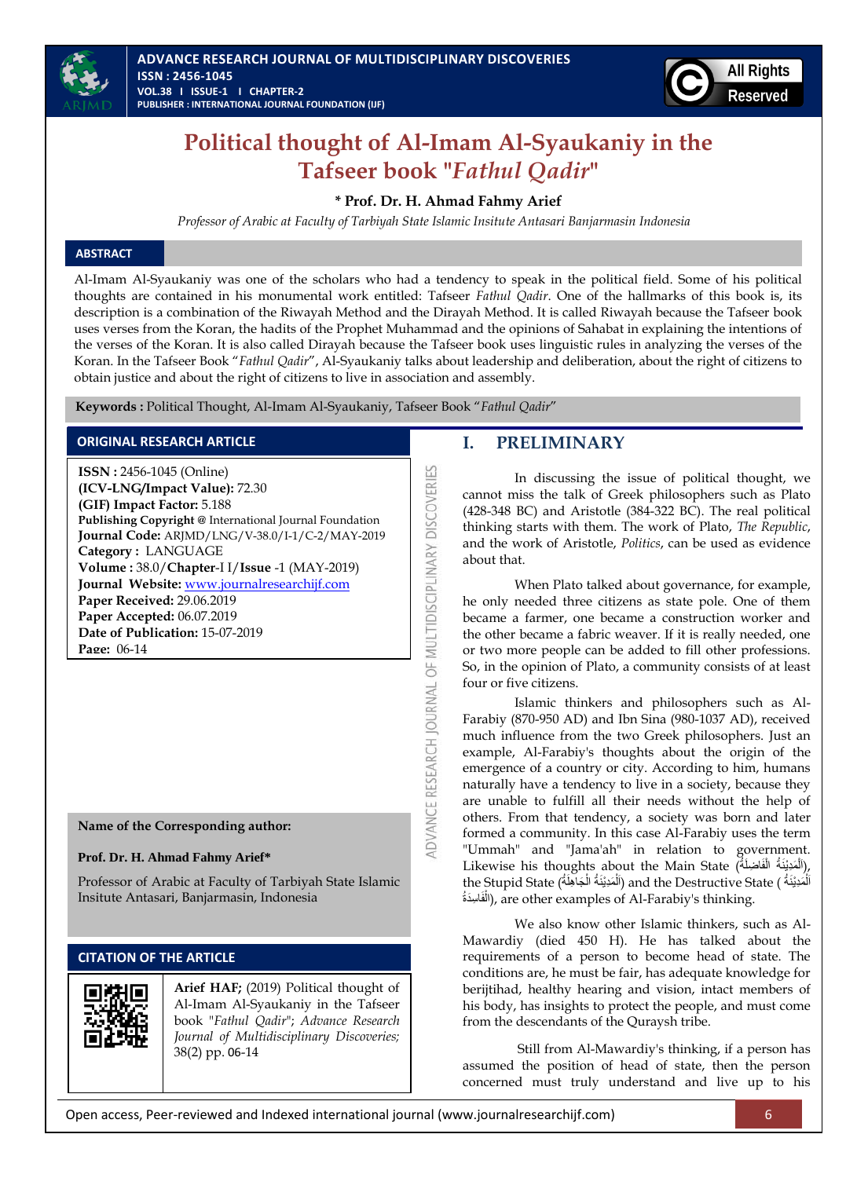# Political thought of Al-Imam Al-Syaukaniy in the Tafseer book "*Fathul Qadir*"

**\* Prof. Dr. H. Ahmad Fahmy Arief**

*Professor of Arabic at Faculty of Tarbiyah State Islamic Insitute Antasari Banjarmasin Indonesia*

## ABSTRACT

Al-Imam Al-Syaukaniy was one of the scholars who had a tendency to speak in the political field. Some of his political thoughts are contained in his monumental work entitled: Tafseer *Fathul Qadir*. One of the hallmarks of this book is, its description is a combination of the Riwayah Method and the Dirayah Method. It is called Riwayah because the Tafseer book uses verses from the Koran, the hadits of the Prophet Muhammad and the opinions of Sahabat in explaining the intentions of the verses of the Koran. It is also called Dirayah because the Tafseer book uses linguistic rules in analyzing the verses of the Koran. In the Tafseer Book "*Fathul Qadir*", Al-Syaukaniy talks about leadership and deliberation, about the right of citizens to obtain justice and about the right of citizens to live in association and assembly.

**Keywords :** Political Thought, Al-Imam Al-Syaukaniy, Tafseer Book "*Fathul Qadir*"

## ORIGINAL RESEARCH ARTICLE

**ISSN :** 2456-1045 (Online)
**(ICV-LNG/Impact Value):** 72.30
**(GIF) Impact Factor:** 5.188
**Publishing Copyright @** International Journal Foundation
**Journal Code:** ARJMD/LNG/V-38.0/I-1/C-2/MAY-2019
**Category :** LANGUAGE
**Volume :** 38.0/**Chapter**-I I/**Issue** -1 (MAY-2019)
**Journal Website:** www.journalresearchijf.com
**Paper Received:** 29.06.2019
**Paper Accepted:** 06.07.2019
**Date of Publication:** 15-07-2019
**Page:** 06-14

**Name of the Corresponding author:**

**Prof. Dr. H. Ahmad Fahmy Arief\***

Professor of Arabic at Faculty of Tarbiyah State Islamic Insitute Antasari, Banjarmasin, Indonesia

## CITATION OF THE ARTICLE

**Arief HAF;** (2019) Political thought of Al-Imam Al-Syaukaniy in the Tafseer book "*Fathul Qadir*"; *Advance Research Journal of Multidisciplinary Discoveries;* 38(2) pp. 06-14

## I. PRELIMINARY

In discussing the issue of political thought, we cannot miss the talk of Greek philosophers such as Plato (428-348 BC) and Aristotle (384-322 BC). The real political thinking starts with them. The work of Plato, *The Republic*, and the work of Aristotle, *Politics*, can be used as evidence about that.

When Plato talked about governance, for example, he only needed three citizens as state pole. One of them became a farmer, one became a construction worker and the other became a fabric weaver. If it is really needed, one or two more people can be added to fill other professions. So, in the opinion of Plato, a community consists of at least four or five citizens.

Islamic thinkers and philosophers such as Al-Farabiy (870-950 AD) and Ibn Sina (980-1037 AD), received much influence from the two Greek philosophers. Just an example, Al-Farabiy's thoughts about the origin of the emergence of a country or city. According to him, humans naturally have a tendency to live in a society, because they are unable to fulfill all their needs without the help of others. From that tendency, a society was born and later formed a community. In this case Al-Farabiy uses the term "Ummah" and "Jama'ah" in relation to government. Likewise his thoughts about the Main State (اَلْمَدِيْنَةُ الْفَاضِلَةُ), the Stupid State (اَلْمَدِيْنَةُ الْجَاهِلَةُ) and the Destructive State (اَلْمَدِيْنَةُ الْفَاسِدَةُ), are other examples of Al-Farabiy's thinking.

We also know other Islamic thinkers, such as Al-Mawardiy (died 450 H). He has talked about the requirements of a person to become head of state. The conditions are, he must be fair, has adequate knowledge for berijtihad, healthy hearing and vision, intact members of his body, has insights to protect the people, and must come from the descendants of the Quraysh tribe.

Still from Al-Mawardiy's thinking, if a person has assumed the position of head of state, then the person concerned must truly understand and live up to his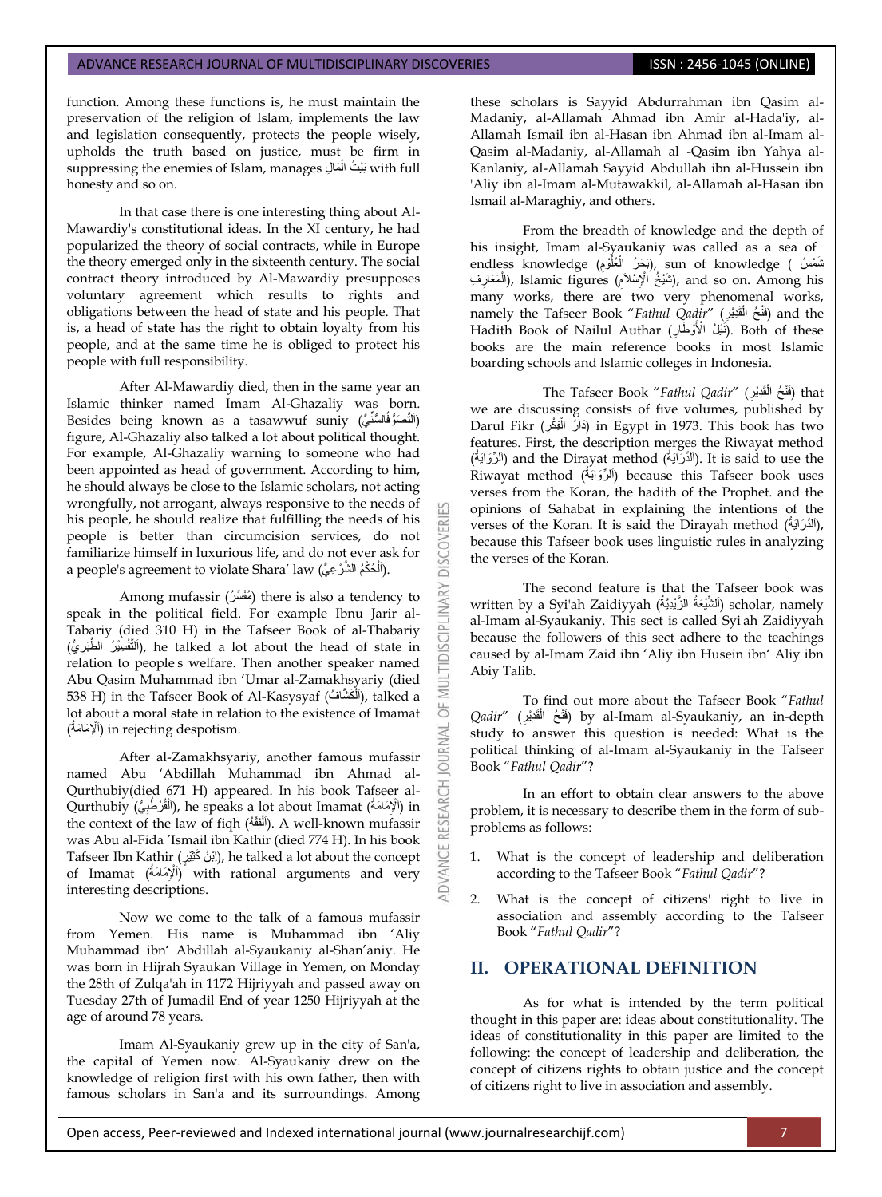function. Among these functions is, he must maintain the preservation of the religion of Islam, implements the law and legislation consequently, protects the people wisely, upholds the truth based on justice, must be firm in suppressing the enemies of Islam, manages بَيْتُ الْمَالِ with full honesty and so on.

In that case there is one interesting thing about Al-Mawardiy's constitutional ideas. In the XI century, he had popularized the theory of social contracts, while in Europe the theory emerged only in the sixteenth century. The social contract theory introduced by Al-Mawardiy presupposes voluntary agreement which results to rights and obligations between the head of state and his people. That is, a head of state has the right to obtain loyalty from his people, and at the same time he is obliged to protect his people with full responsibility.

After Al-Mawardiy died, then in the same year an Islamic thinker named Imam Al-Ghazaliy was born. Besides being known as a tasawwuf suniy (التَّصَوُّفُالسُّنِّيُّ) figure, Al-Ghazaliy also talked a lot about political thought. For example, Al-Ghazaliy warning to someone who had been appointed as head of government. According to him, he should always be close to the Islamic scholars, not acting wrongfully, not arrogant, always responsive to the needs of his people, he should realize that fulfilling the needs of his people is better than circumcision services, do not familiarize himself in luxurious life, and do not ever ask for a people's agreement to violate Shara' law (اَلْحُكْمُ الشَّرْعِيُّ).

Among mufassir (مُفَسِّرُ) there is also a tendency to speak in the political field. For example Ibnu Jarir al-Tabariy (died 310 H) in the Tafseer Book of al-Thabariy (اَلتَّفْسِيْرُ الطَّبَرِيُّ), he talked a lot about the head of state in relation to people's welfare. Then another speaker named Abu Qasim Muhammad ibn 'Umar al-Zamakhsyariy (died 538 H) in the Tafseer Book of Al-Kasysyaf (اَلْكَشَّافُ), talked a lot about a moral state in relation to the existence of Imamat (اَلْإِمَامَةُ) in rejecting despotism.

After al-Zamakhsyariy, another famous mufassir named Abu 'Abdillah Muhammad ibn Ahmad al-Qurthubiy(died 671 H) appeared. In his book Tafseer al-Qurthubiy (اَلْقُرْطُبِيُّ), he speaks a lot about Imamat (اَلْإِمَامَةُ) in the context of the law of fiqh (اَلْفِقْهُ). A well-known mufassir was Abu al-Fida 'Ismail ibn Kathir (died 774 H). In his book Tafseer Ibn Kathir (اِبْنُ كَثِيْرٍ), he talked a lot about the concept of Imamat (اَلْإِمَامَةُ) with rational arguments and very interesting descriptions.

Now we come to the talk of a famous mufassir from Yemen. His name is Muhammad ibn 'Aliy Muhammad ibn' Abdillah al-Syaukaniy al-Shan'aniy. He was born in Hijrah Syaukan Village in Yemen, on Monday the 28th of Zulqa'ah in 1172 Hijriyyah and passed away on Tuesday 27th of Jumadil End of year 1250 Hijriyyah at the age of around 78 years.

Imam Al-Syaukaniy grew up in the city of San'a, the capital of Yemen now. Al-Syaukaniy drew on the knowledge of religion first with his own father, then with famous scholars in San'a and its surroundings. Among these scholars is Sayyid Abdurrahman ibn Qasim al-Madaniy, al-Allamah Ahmad ibn Amir al-Hada'iy, al-Allamah Ismail ibn al-Hasan ibn Ahmad ibn al-Imam al-Qasim al-Madaniy, al-Allamah al -Qasim ibn Yahya al-Kanlaniy, al-Allamah Sayyid Abdullah ibn al-Hussein ibn 'Aliy ibn al-Imam al-Mutawakkil, al-Allamah al-Hasan ibn Ismail al-Maraghiy, and others.

From the breadth of knowledge and the depth of his insight, Imam al-Syaukaniy was called as a sea of endless knowledge (بَحْرُ الْعُلُوْمِ), sun of knowledge (شَمْسُ الْمَعَارِفِ), Islamic figures (شَيْخُ الْإِسْلَامِ), and so on. Among his many works, there are two very phenomenal works, namely the Tafseer Book "*Fathul Qadir*" (فَتْحُ الْقَدِيْرِ) and the Hadith Book of Nailul Authar (نَيْلُ الْأَوْطَارِ). Both of these books are the main reference books in most Islamic boarding schools and Islamic colleges in Indonesia.

The Tafseer Book "*Fathul Qadir*" (فَتْحُ الْقَدِيْرِ) that we are discussing consists of five volumes, published by Darul Fikr (دَارُ الْفِكْرِ) in Egypt in 1973. This book has two features. First, the description merges the Riwayat method (اَلرِّوَايَةُ) and the Dirayat method (اَلدِّرَايَةُ). It is said to use the Riwayat method (اَلرِّوَايَةُ) because this Tafseer book uses verses from the Koran, the hadith of the Prophet. and the opinions of Sahabat in explaining the intentions of the verses of the Koran. It is said the Dirayah method (اَلدِّرَايَةُ), because this Tafseer book uses linguistic rules in analyzing the verses of the Koran.

The second feature is that the Tafseer book was written by a Syi'ah Zaidiyyah (اَلشِّيْعَةُ الزَّيْدِيَّةُ) scholar, namely al-Imam al-Syaukaniy. This sect is called Syi'ah Zaidiyyah because the followers of this sect adhere to the teachings caused by al-Imam Zaid ibn 'Aliy ibn Husein ibn' Aliy ibn Abiy Talib.

To find out more about the Tafseer Book "*Fathul Qadir*" (فَتْحُ الْقَدِيْرِ) by al-Imam al-Syaukaniy, an in-depth study to answer this question is needed: What is the political thinking of al-Imam al-Syaukaniy in the Tafseer Book "*Fathul Qadir*"?

In an effort to obtain clear answers to the above problem, it is necessary to describe them in the form of sub-problems as follows:

1. What is the concept of leadership and deliberation according to the Tafseer Book "*Fathul Qadir*"?
2. What is the concept of citizens' right to live in association and assembly according to the Tafseer Book "*Fathul Qadir*"?

## II. OPERATIONAL DEFINITION

As for what is intended by the term political thought in this paper are: ideas about constitutionality. The ideas of constitutionality in this paper are limited to the following: the concept of leadership and deliberation, the concept of citizens rights to obtain justice and the concept of citizens right to live in association and assembly.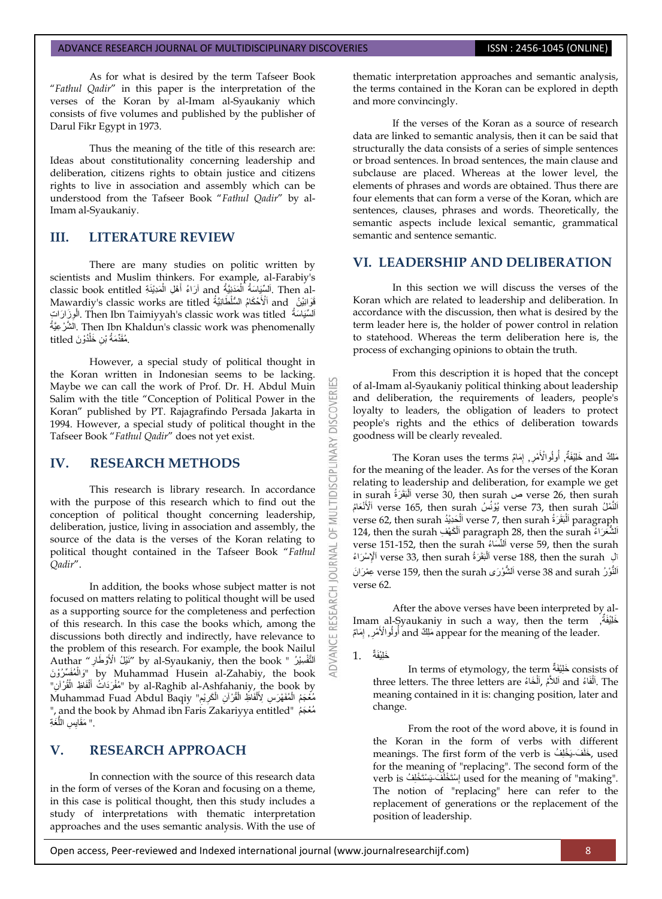As for what is desired by the term Tafseer Book "*Fathul Qadir*" in this paper is the interpretation of the verses of the Koran by al-Imam al-Syaukaniy which consists of five volumes and published by the publisher of Darul Fikr Egypt in 1973.

Thus the meaning of the title of this research are: Ideas about constitutionality concerning leadership and deliberation, citizens rights to obtain justice and citizens rights to live in association and assembly which can be understood from the Tafseer Book "*Fathul Qadir*" by al-Imam al-Syaukaniy.

## III. LITERATURE REVIEW

There are many studies on politic written by scientists and Muslim thinkers. For example, al-Farabiy's classic book entitled اَرَاءُ أَهْلِ الْمَدِيْنَةِ and اَلسِّيَاسَةُ الْمَدَنِيَّةُ. Then al-Mawardiy's classic works are titled اَلْأَحْكَامُ السُّلْطَانِيَّةُ and قَوَانِيْنُ الْوِزَارَاتِ. Then Ibn Taimiyyah's classic work was titled اَلسِّيَاسَةُ الشَّرْعِيَّةُ. Then Ibn Khaldun's classic work was phenomenally titled مُقَدِّمَةُ بْنِ خَلْدُوْنَ.

However, a special study of political thought in the Koran written in Indonesian seems to be lacking. Maybe we can call the work of Prof. Dr. H. Abdul Muin Salim with the title "Conception of Political Power in the Koran" published by PT. Rajagrafindo Persada Jakarta in 1994. However, a special study of political thought in the Tafseer Book "*Fathul Qadir*" does not yet exist.

## IV. RESEARCH METHODS

This research is library research. In accordance with the purpose of this research which to find out the conception of political thought concerning leadership, deliberation, justice, living in association and assembly, the source of the data is the verses of the Koran relating to political thought contained in the Tafseer Book "*Fathul Qadir*".

In addition, the books whose subject matter is not focused on matters relating to political thought will be used as a supporting source for the completeness and perfection of this research. In this case the books which, among the discussions both directly and indirectly, have relevance to the problem of this research. For example, the book Nailul Authar "نَيْلُ الْأَوْطَارِ" by al-Syaukaniy, then the book "اَلتَّفْسِيْرُ وَالْمُفَسِّرُوْنَ" by Muhammad Husein al-Zahabiy, the book "مُفْرَدَاتُ أَلْفَاظِ الْقُرْآنِ" by al-Raghib al-Ashfahaniy, the book by Muhammad Fuad Abdul Baqiy "مُعْجَمُ الْمُفَهْرَسِ لِأَلْفَاظِ الْقُرْآنِ الْكَرِيْمِ", and the book by Ahmad ibn Faris Zakariyya entitled "مُعْجَمُ مَقَايِسِ اللُّغَةِ".

## V. RESEARCH APPROACH

In connection with the source of this research data in the form of verses of the Koran and focusing on a theme, in this case is political thought, then this study includes a study of interpretations with thematic interpretation approaches and the uses semantic analysis. With the use of thematic interpretation approaches and semantic analysis, the terms contained in the Koran can be explored in depth and more convincingly.

If the verses of the Koran as a source of research data are linked to semantic analysis, then it can be said that structurally the data consists of a series of simple sentences or broad sentences. In broad sentences, the main clause and subclause are placed. Whereas at the lower level, the elements of phrases and words are obtained. Thus there are four elements that can form a verse of the Koran, which are sentences, clauses, phrases and words. Theoretically, the semantic aspects include lexical semantic, grammatical semantic and sentence semantic.

## VI. LEADERSHIP AND DELIBERATION

In this section we will discuss the verses of the Koran which are related to leadership and deliberation. In accordance with the discussion, then what is desired by the term leader here is, the holder of power control in relation to statehood. Whereas the term deliberation here is, the process of exchanging opinions to obtain the truth.

From this description it is hoped that the concept of al-Imam al-Syaukaniy political thinking about leadership and deliberation, the requirements of leaders, people's loyalty to leaders, the obligation of leaders to protect people's rights and the ethics of deliberation towards goodness will be clearly revealed.

The Koran uses the terms خَلِيْفَةٌ, أُولُوالْأَمْرِ, إِمَامٌ and مَلِكٌ for the meaning of the leader. As for the verses of the Koran relating to leadership and deliberation, for example we get in surah اَلْبَقَرَةُ verse 30, then surah ص verse 26, then surah اَلْأَنْعَامُ verse 165, then surah يُوْنُسُ verse 73, then surah اَلنَّمْلُ verse 62, then surah اَلْحَدِيْدُ verse 7, then surah اَلْبَقَرَةُ paragraph 124, then the surah اَلْكَهْفُ paragraph 28, then the surah اَلشُّعَرَاءُ verse 151-152, then the surah اَلنِّسَاءُ verse 59, then the surah اَلْإِسْرَاءُ verse 33, then surah اَلْبَقَرَةُ verse 188, then the surah آل عِمْرَانَ verse 159, then the surah اَلشُّوْرَى verse 38 and surah اَلنُّوْرُ verse 62.

After the above verses have been interpreted by al-Imam al-Syaukaniy in such a way, then the term خَلِيْفَةٌ, أُولُوالْأَمْرِ, إِمَامٌ and مَلِكٌ appear for the meaning of the leader.

1. خَلِيْفَةٌ

In terms of etymology, the term خَلِيْفَةٌ consists of three letters. The three letters are اَلْخَاءُ, اَللاَّمُ and اَلْفَاءُ. The meaning contained in it is: changing position, later and change.

From the root of the word above, it is found in the Koran in the form of verbs with different meanings. The first form of the verb is خَلَفَ-يَخْلُفُ, used for the meaning of "replacing". The second form of the verb is إِسْتَخْلَفَ-يَسْتَخْلِفُ used for the meaning of "making". The notion of "replacing" here can refer to the replacement of generations or the replacement of the position of leadership.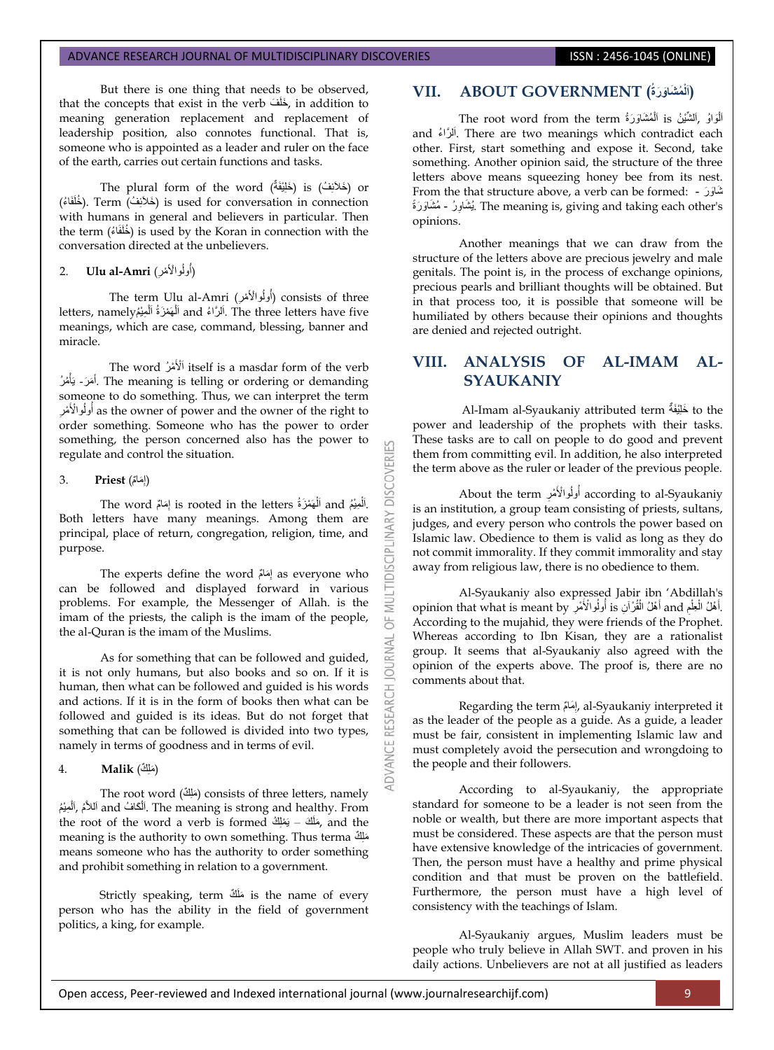But there is one thing that needs to be observed, that the concepts that exist in the verb خَلَفَ, in addition to meaning generation replacement and replacement of leadership position, also connotes functional. That is, someone who is appointed as a leader and ruler on the face of the earth, carries out certain functions and tasks.

The plural form of the word (خَلِيْفَةٌ) is (خَلاَئِفُ) or (خُلَفَاءُ). Term (خَلاَئِفُ) is used for conversation in connection with humans in general and believers in particular. Then the term (خُلَفَاءُ) is used by the Koran in connection with the conversation directed at the unbelievers.

2. **Ulu al-Amri** (أُولُوالأَمْرِ)

The term Ulu al-Amri (أُولُوالأَمْرِ) consists of three letters, namely اَلْهَمْزَةُ اَلْمِيْمُ and اَلرَّاءُ. The three letters have five meanings, which are case, command, blessing, banner and miracle.

The word اَلْأَمْرُ itself is a masdar form of the verb أَمَرَ- يَأْمُرُ. The meaning is telling or ordering or demanding someone to do something. Thus, we can interpret the term أُولُوالأَمْرِ as the owner of power and the owner of the right to order something. Someone who has the power to order something, the person concerned also has the power to regulate and control the situation.

3. **Priest** (إِمَامٌ)

The word إِمَامٌ is rooted in the letters اَلْهَمْزَةُ and اَلْمِيْمُ. Both letters have many meanings. Among them are principal, place of return, congregation, religion, time, and purpose.

The experts define the word إِمَامٌ as everyone who can be followed and displayed forward in various problems. For example, the Messenger of Allah. is the imam of the priests, the caliph is the imam of the people, the al-Quran is the imam of the Muslims.

As for something that can be followed and guided, it is not only humans, but also books and so on. If it is human, then what can be followed and guided is his words and actions. If it is in the form of books then what can be followed and guided is its ideas. But do not forget that something that can be followed is divided into two types, namely in terms of goodness and in terms of evil.

4. **Malik** (مَلِكٌ)

The root word (مَلِكٌ) consists of three letters, namely اَلْمِيْمُ, اَللاَّمُ and اَلْكَافُ. The meaning is strong and healthy. From the root of the word a verb is formed مَلَكَ – يَمْلِكُ, and the meaning is the authority to own something. Thus terma مَلِكٌ means someone who has the authority to order something and prohibit something in relation to a government.

Strictly speaking, term مَلَكٌ is the name of every person who has the ability in the field of government politics, a king, for example.

## VII. ABOUT GOVERNMENT (اَلْمُشَاوَرَةُ)

The root word from the term اَلْمُشَاوَرَةُ is اَلشِّيْنُ, اَلْوَاوُ and اَلرَّاءُ. There are two meanings which contradict each other. First, start something and expose it. Second, take something. Another opinion said, the structure of the three letters above means squeezing honey bee from its nest. From the that structure above, a verb can be formed: شَاوَرَ - يُشَاوِرُ - مُشَاوَرَةً. The meaning is, giving and taking each other's opinions.

Another meanings that we can draw from the structure of the letters above are precious jewelry and male genitals. The point is, in the process of exchange opinions, precious pearls and brilliant thoughts will be obtained. But in that process too, it is possible that someone will be humiliated by others because their opinions and thoughts are denied and rejected outright.

## VIII. ANALYSIS OF AL-IMAM AL-SYAUKANIY

Al-Imam al-Syaukaniy attributed term خَلِيْفَةٌ to the power and leadership of the prophets with their tasks. These tasks are to call on people to do good and prevent them from committing evil. In addition, he also interpreted the term above as the ruler or leader of the previous people.

About the term أُولُوالأَمْرِ according to al-Syaukaniy is an institution, a group team consisting of priests, sultans, judges, and every person who controls the power based on Islamic law. Obedience to them is valid as long as they do not commit immorality. If they commit immorality and stay away from religious law, there is no obedience to them.

Al-Syaukaniy also expressed Jabir ibn 'Abdillah's opinion that what is meant by أُولُوالْأَمْرِ is أَهْلُ الْقُرْآنِ and أَهْلُ الْعِلْمِ. According to the mujahid, they were friends of the Prophet. Whereas according to Ibn Kisan, they are a rationalist group. It seems that al-Syaukaniy also agreed with the opinion of the experts above. The proof is, there are no comments about that.

Regarding the term إِمَامٌ, al-Syaukaniy interpreted it as the leader of the people as a guide. As a guide, a leader must be fair, consistent in implementing Islamic law and must completely avoid the persecution and wrongdoing to the people and their followers.

According to al-Syaukaniy, the appropriate standard for someone to be a leader is not seen from the noble or wealth, but there are more important aspects that must be considered. These aspects are that the person must have extensive knowledge of the intricacies of government. Then, the person must have a healthy and prime physical condition and that must be proven on the battlefield. Furthermore, the person must have a high level of consistency with the teachings of Islam.

Al-Syaukaniy argues, Muslim leaders must be people who truly believe in Allah SWT. and proven in his daily actions. Unbelievers are not at all justified as leaders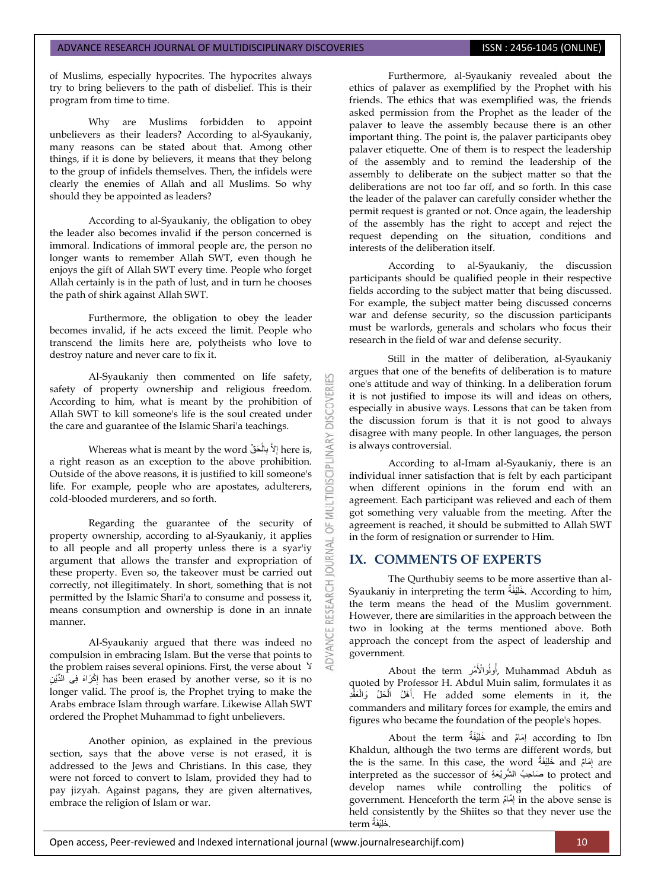of Muslims, especially hypocrites. The hypocrites always try to bring believers to the path of disbelief. This is their program from time to time.

Why are Muslims forbidden to appoint unbelievers as their leaders? According to al-Syaukaniy, many reasons can be stated about that. Among other things, if it is done by believers, it means that they belong to the group of infidels themselves. Then, the infidels were clearly the enemies of Allah and all Muslims. So why should they be appointed as leaders?

According to al-Syaukaniy, the obligation to obey the leader also becomes invalid if the person concerned is immoral. Indications of immoral people are, the person no longer wants to remember Allah SWT, even though he enjoys the gift of Allah SWT every time. People who forget Allah certainly is in the path of lust, and in turn he chooses the path of shirk against Allah SWT.

Furthermore, the obligation to obey the leader becomes invalid, if he acts exceed the limit. People who transcend the limits here are, polytheists who love to destroy nature and never care to fix it.

Al-Syaukaniy then commented on life safety, safety of property ownership and religious freedom. According to him, what is meant by the prohibition of Allah SWT to kill someone's life is the soul created under the care and guarantee of the Islamic Shari'a teachings.

Whereas what is meant by the word إلاَّ بِالْحَقِّ here is, a right reason as an exception to the above prohibition. Outside of the above reasons, it is justified to kill someone's life. For example, people who are apostates, adulterers, cold-blooded murderers, and so forth.

Regarding the guarantee of the security of property ownership, according to al-Syaukaniy, it applies to all people and all property unless there is a syar'iy argument that allows the transfer and expropriation of these property. Even so, the takeover must be carried out correctly, not illegitimately. In short, something that is not permitted by the Islamic Shari'a to consume and possess it, means consumption and ownership is done in an innate manner.

Al-Syaukaniy argued that there was indeed no compulsion in embracing Islam. But the verse that points to the problem raises several opinions. First, the verse about لاَ إِكْرَاهَ فِى الدِّيْنِ has been erased by another verse, so it is no longer valid. The proof is, the Prophet trying to make the Arabs embrace Islam through warfare. Likewise Allah SWT ordered the Prophet Muhammad to fight unbelievers.

Another opinion, as explained in the previous section, says that the above verse is not erased, it is addressed to the Jews and Christians. In this case, they were not forced to convert to Islam, provided they had to pay jizyah. Against pagans, they are given alternatives, embrace the religion of Islam or war.

Furthermore, al-Syaukaniy revealed about the ethics of palaver as exemplified by the Prophet with his friends. The ethics that was exemplified was, the friends asked permission from the Prophet as the leader of the palaver to leave the assembly because there is an other important thing. The point is, the palaver participants obey palaver etiquette. One of them is to respect the leadership of the assembly and to remind the leadership of the assembly to deliberate on the subject matter so that the deliberations are not too far off, and so forth. In this case the leader of the palaver can carefully consider whether the permit request is granted or not. Once again, the leadership of the assembly has the right to accept and reject the request depending on the situation, conditions and interests of the deliberation itself.

According to al-Syaukaniy, the discussion participants should be qualified people in their respective fields according to the subject matter that being discussed. For example, the subject matter being discussed concerns war and defense security, so the discussion participants must be warlords, generals and scholars who focus their research in the field of war and defense security.

Still in the matter of deliberation, al-Syaukaniy argues that one of the benefits of deliberation is to mature one's attitude and way of thinking. In a deliberation forum it is not justified to impose its will and ideas on others, especially in abusive ways. Lessons that can be taken from the discussion forum is that it is not good to always disagree with many people. In other languages, the person is always controversial.

According to al-Imam al-Syaukaniy, there is an individual inner satisfaction that is felt by each participant when different opinions in the forum end with an agreement. Each participant was relieved and each of them got something very valuable from the meeting. After the agreement is reached, it should be submitted to Allah SWT in the form of resignation or surrender to Him.

## IX. COMMENTS OF EXPERTS

The Qurthubiy seems to be more assertive than al-Syaukaniy in interpreting the term خَلِيْفَةٌ. According to him, the term means the head of the Muslim government. However, there are similarities in the approach between the two in looking at the terms mentioned above. Both approach the concept from the aspect of leadership and government.

About the term أُولُوالْأَمْرِ, Muhammad Abduh as quoted by Professor H. Abdul Muin salim, formulates it as أَهْلُ الْحَلِّ وَالْعَقْدِ. He added some elements in it, the commanders and military forces for example, the emirs and figures who became the foundation of the people's hopes.

About the term خَلِيْفَةٌ and إِمَامٌ according to Ibn Khaldun, although the two terms are different words, but the is the same. In this case, the word خَلِيْفَةٌ and إِمَامٌ are interpreted as the successor of صَاحِبُ الشَّرِيْعَةِ to protect and develop names while controlling the politics of government. Henceforth the term إِمَامٌ in the above sense is held consistently by the Shiites so that they never use the term خَلِيْفَةٌ.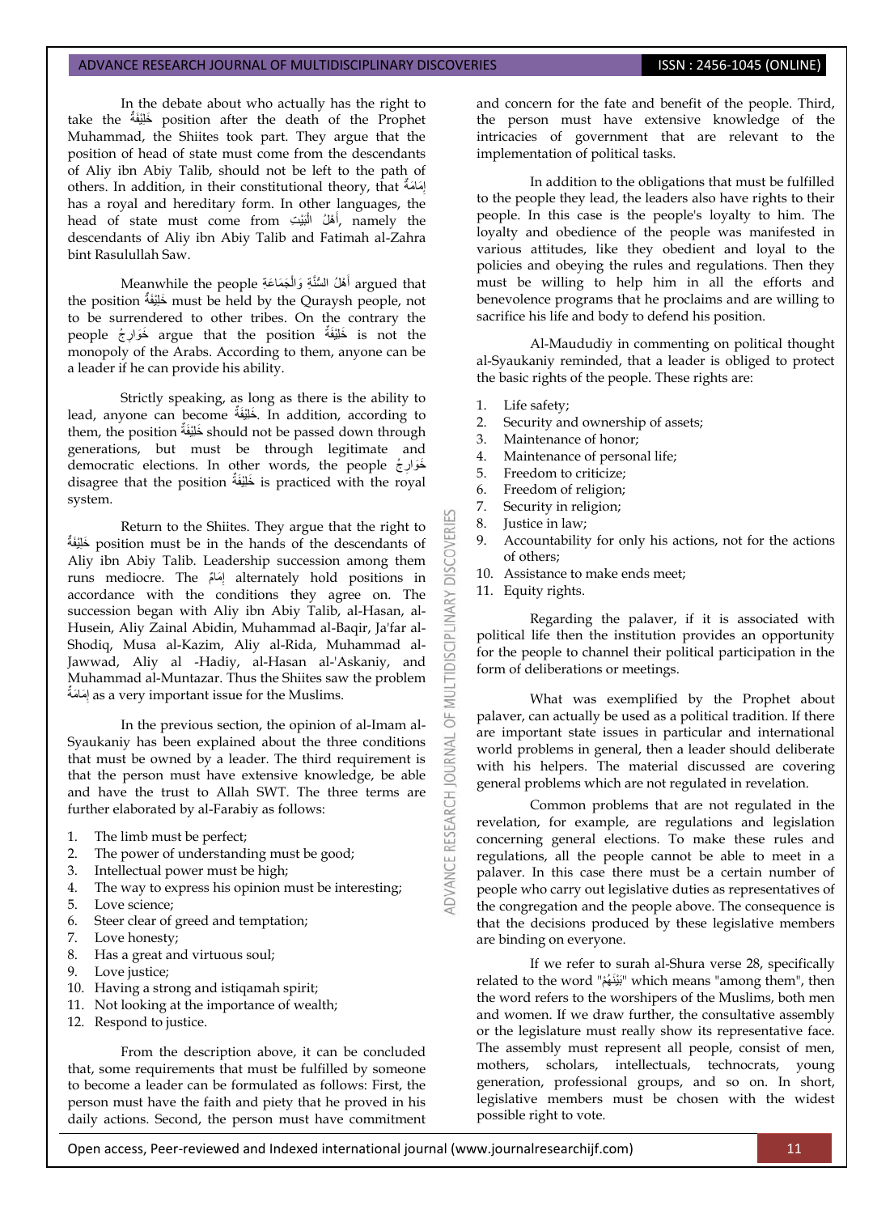In the debate about who actually has the right to take the خَلِيْفَةٌ position after the death of the Prophet Muhammad, the Shiites took part. They argue that the position of head of state must come from the descendants of Aliy ibn Abiy Talib, should not be left to the path of others. In addition, in their constitutional theory, that إِمَامَةٌ has a royal and hereditary form. In other languages, the head of state must come from أَهْلُ الْبَيْتِ, namely the descendants of Aliy ibn Abiy Talib and Fatimah al-Zahra bint Rasulullah Saw.

Meanwhile the people أَهْلُ السُّنَّةِ وَالْجَمَاعَةِ argued that the position خَلِيْفَةٌ must be held by the Quraysh people, not to be surrendered to other tribes. On the contrary the people خَوَارِجُ argue that the position خَلِيْفَةٌ is not the monopoly of the Arabs. According to them, anyone can be a leader if he can provide his ability.

Strictly speaking, as long as there is the ability to lead, anyone can become خَلِيْفَةٌ. In addition, according to them, the position خَلِيْفَةٌ should not be passed down through generations, but must be through legitimate and democratic elections. In other words, the people خَوَارِجُ disagree that the position خَلِيْفَةٌ is practiced with the royal system.

Return to the Shiites. They argue that the right to خَلِيْفَةٌ position must be in the hands of the descendants of Aliy ibn Abiy Talib. Leadership succession among them runs mediocre. The إِمَامٌ alternately hold positions in accordance with the conditions they agree on. The succession began with Aliy ibn Abiy Talib, al-Hasan, al-Husein, Aliy Zainal Abidin, Muhammad al-Baqir, Ja'far al-Shodiq, Musa al-Kazim, Aliy al-Rida, Muhammad al-Jawwad, Aliy al -Hadiy, al-Hasan al-'Askaniy, and Muhammad al-Muntazar. Thus the Shiites saw the problem إِمَامَةٌ as a very important issue for the Muslims.

In the previous section, the opinion of al-Imam al-Syaukaniy has been explained about the three conditions that must be owned by a leader. The third requirement is that the person must have extensive knowledge, be able and have the trust to Allah SWT. The three terms are further elaborated by al-Farabiy as follows:

1. The limb must be perfect;
2. The power of understanding must be good;
3. Intellectual power must be high;
4. The way to express his opinion must be interesting;
5. Love science;
6. Steer clear of greed and temptation;
7. Love honesty;
8. Has a great and virtuous soul;
9. Love justice;
10. Having a strong and istiqamah spirit;
11. Not looking at the importance of wealth;
12. Respond to justice.

From the description above, it can be concluded that, some requirements that must be fulfilled by someone to become a leader can be formulated as follows: First, the person must have the faith and piety that he proved in his daily actions. Second, the person must have commitment and concern for the fate and benefit of the people. Third, the person must have extensive knowledge of the intricacies of government that are relevant to the implementation of political tasks.

In addition to the obligations that must be fulfilled to the people they lead, the leaders also have rights to their people. In this case is the people's loyalty to him. The loyalty and obedience of the people was manifested in various attitudes, like they obedient and loyal to the policies and obeying the rules and regulations. Then they must be willing to help him in all the efforts and benevolence programs that he proclaims and are willing to sacrifice his life and body to defend his position.

Al-Maududiy in commenting on political thought al-Syaukaniy reminded, that a leader is obliged to protect the basic rights of the people. These rights are:

1. Life safety;
2. Security and ownership of assets;
3. Maintenance of honor;
4. Maintenance of personal life;
5. Freedom to criticize;
6. Freedom of religion;
7. Security in religion;
8. Justice in law;
9. Accountability for only his actions, not for the actions of others;
10. Assistance to make ends meet;
11. Equity rights.

Regarding the palaver, if it is associated with political life then the institution provides an opportunity for the people to channel their political participation in the form of deliberations or meetings.

What was exemplified by the Prophet about palaver, can actually be used as a political tradition. If there are important state issues in particular and international world problems in general, then a leader should deliberate with his helpers. The material discussed are covering general problems which are not regulated in revelation.

Common problems that are not regulated in the revelation, for example, are regulations and legislation concerning general elections. To make these rules and regulations, all the people cannot be able to meet in a palaver. In this case there must be a certain number of people who carry out legislative duties as representatives of the congregation and the people above. The consequence is that the decisions produced by these legislative members are binding on everyone.

If we refer to surah al-Shura verse 28, specifically related to the word "بَيْنَهُمْ" which means "among them", then the word refers to the worshipers of the Muslims, both men and women. If we draw further, the consultative assembly or the legislature must really show its representative face. The assembly must represent all people, consist of men, mothers, scholars, intellectuals, technocrats, young generation, professional groups, and so on. In short, legislative members must be chosen with the widest possible right to vote.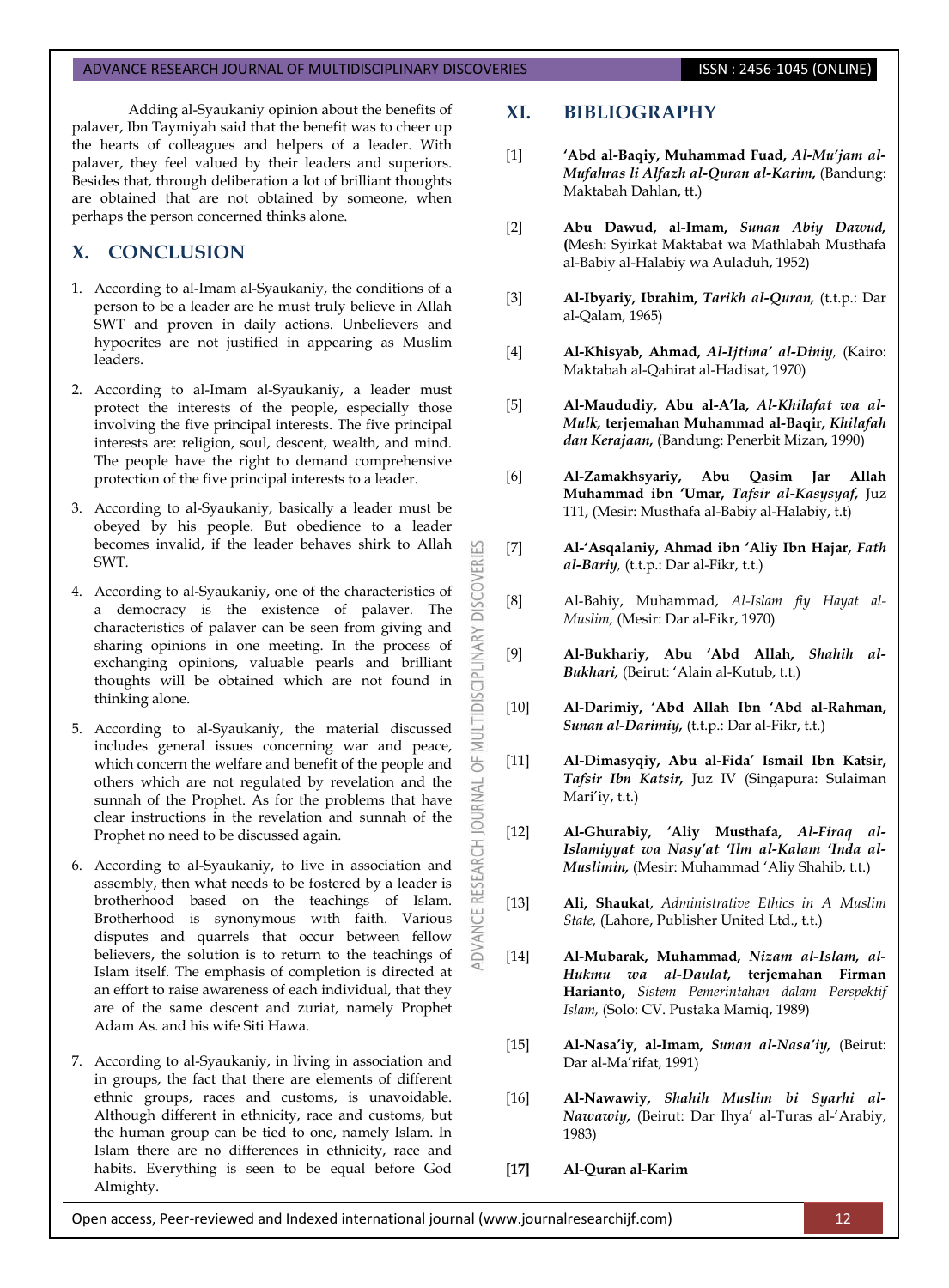Adding al-Syaukaniy opinion about the benefits of palaver, Ibn Taymiyah said that the benefit was to cheer up the hearts of colleagues and helpers of a leader. With palaver, they feel valued by their leaders and superiors. Besides that, through deliberation a lot of brilliant thoughts are obtained that are not obtained by someone, when perhaps the person concerned thinks alone.

## X. CONCLUSION

1. According to al-Imam al-Syaukaniy, the conditions of a person to be a leader are he must truly believe in Allah SWT and proven in daily actions. Unbelievers and hypocrites are not justified in appearing as Muslim leaders.
2. According to al-Imam al-Syaukaniy, a leader must protect the interests of the people, especially those involving the five principal interests. The five principal interests are: religion, soul, descent, wealth, and mind. The people have the right to demand comprehensive protection of the five principal interests to a leader.
3. According to al-Syaukaniy, basically a leader must be obeyed by his people. But obedience to a leader becomes invalid, if the leader behaves shirk to Allah SWT.
4. According to al-Syaukaniy, one of the characteristics of a democracy is the existence of palaver. The characteristics of palaver can be seen from giving and sharing opinions in one meeting. In the process of exchanging opinions, valuable pearls and brilliant thoughts will be obtained which are not found in thinking alone.
5. According to al-Syaukaniy, the material discussed includes general issues concerning war and peace, which concern the welfare and benefit of the people and others which are not regulated by revelation and the sunnah of the Prophet. As for the problems that have clear instructions in the revelation and sunnah of the Prophet no need to be discussed again.
6. According to al-Syaukaniy, to live in association and assembly, then what needs to be fostered by a leader is brotherhood based on the teachings of Islam. Brotherhood is synonymous with faith. Various disputes and quarrels that occur between fellow believers, the solution is to return to the teachings of Islam itself. The emphasis of completion is directed at an effort to raise awareness of each individual, that they are of the same descent and zuriat, namely Prophet Adam As. and his wife Siti Hawa.
7. According to al-Syaukaniy, in living in association and in groups, the fact that there are elements of different ethnic groups, races and customs, is unavoidable. Although different in ethnicity, race and customs, but the human group can be tied to one, namely Islam. In Islam there are no differences in ethnicity, race and habits. Everything is seen to be equal before God Almighty.

## XI. BIBLIOGRAPHY

[1] **'Abd al-Baqiy, Muhammad Fuad,** ***Al-Mu'jam al-Mufahras li Alfazh al-Quran al-Karim,*** (Bandung: Maktabah Dahlan, tt.)

[2] **Abu Dawud, al-Imam,** ***Sunan Abiy Dawud,*** **(**Mesh: Syirkat Maktabat wa Mathlabah Musthafa al-Babiy al-Halabiy wa Auladuh, 1952)

[3] **Al-Ibyariy, Ibrahim,** ***Tarikh al-Quran,*** (t.t.p.: Dar al-Qalam, 1965)

[4] **Al-Khisyab, Ahmad,** ***Al-Ijtima' al-Diniy****,* (Kairo: Maktabah al-Qahirat al-Hadisat, 1970)

[5] **Al-Maududiy, Abu al-A'la,** ***Al-Khilafat wa al-Mulk*****, terjemahan Muhammad al-Baqir,** ***Khilafah dan Kerajaan,*** (Bandung: Penerbit Mizan, 1990)

[6] **Al-Zamakhsyariy, Abu Qasim Jar Allah Muhammad ibn 'Umar,** ***Tafsir al-Kasysyaf,*** Juz 111, (Mesir: Musthafa al-Babiy al-Halabiy, t.t)

[7] **Al-'Asqalaniy, Ahmad ibn 'Aliy Ibn Hajar,** ***Fath al-Bariy****,* (t.t.p.: Dar al-Fikr, t.t.)

[8] Al-Bahiy, Muhammad, *Al-Islam fiy Hayat al-Muslim,* (Mesir: Dar al-Fikr, 1970)

[9] **Al-Bukhariy, Abu 'Abd Allah,** ***Shahih al-Bukhari,*** (Beirut: 'Alain al-Kutub, t.t.)

[10] **Al-Darimiy, 'Abd Allah Ibn 'Abd al-Rahman,** ***Sunan al-Darimiy,*** (t.t.p.: Dar al-Fikr, t.t.)

[11] **Al-Dimasyqiy, Abu al-Fida' Ismail Ibn Katsir,** ***Tafsir Ibn Katsir,*** Juz IV (Singapura: Sulaiman Mari'iy, t.t.)

[12] **Al-Ghurabiy, 'Aliy Musthafa,** ***Al-Firaq al-Islamiyyat wa Nasy'at 'Ilm al-Kalam 'Inda al-Muslimin,*** (Mesir: Muhammad 'Aliy Shahib, t.t.)

[13] **Ali, Shaukat**, *Administrative Ethics in A Muslim State,* (Lahore, Publisher United Ltd., t.t.)

[14] **Al-Mubarak, Muhammad,** ***Nizam al-Islam, al-Hukmu wa al-Daulat,*** **terjemahan Firman Harianto,** *Sistem Pemerintahan dalam Perspektif Islam,* (Solo: CV. Pustaka Mamiq, 1989)

[15] **Al-Nasa'iy, al-Imam,** ***Sunan al-Nasa'iy,*** (Beirut: Dar al-Ma'rifat, 1991)

[16] **Al-Nawawiy,** ***Shahih Muslim bi Syarhi al-Nawawiy,*** (Beirut: Dar Ihya' al-Turas al-'Arabiy, 1983)

**[17] Al-Quran al-Karim**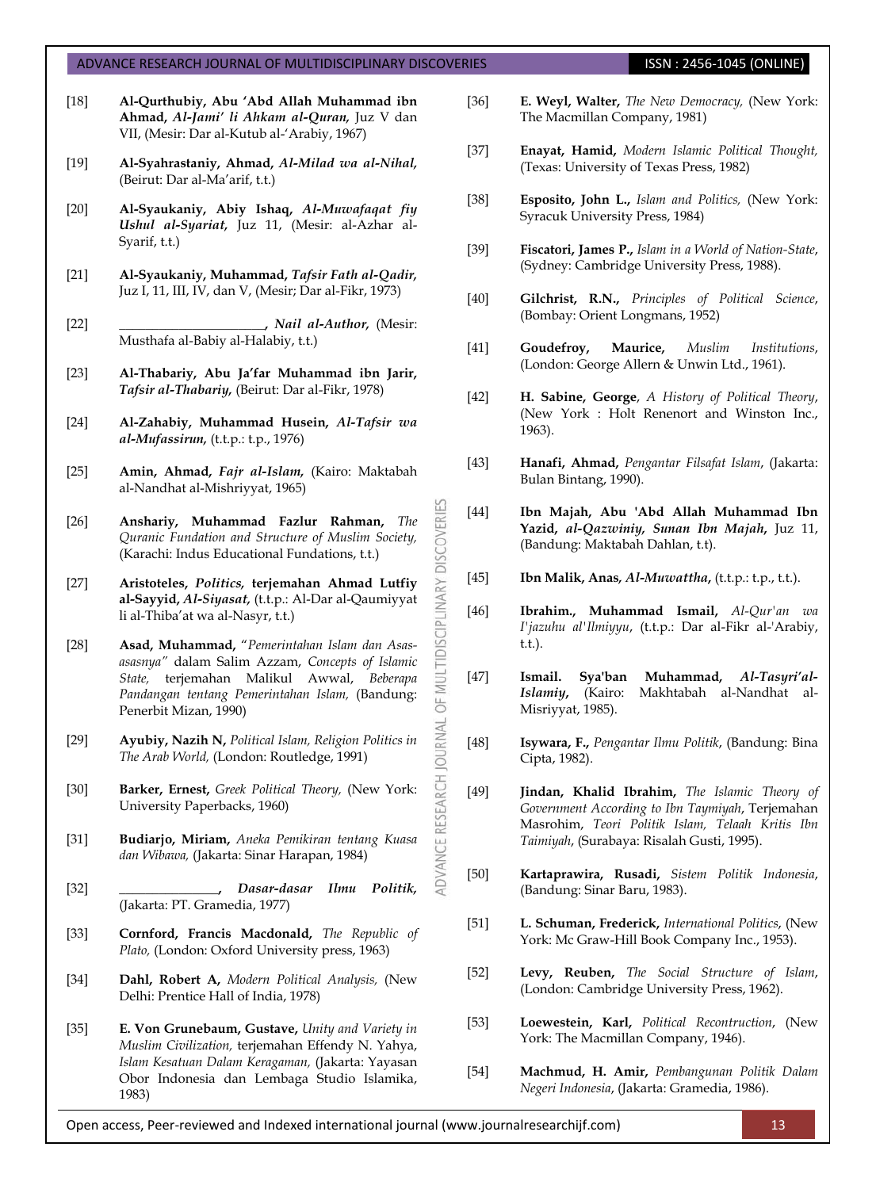[18] **Al-Qurthubiy, Abu 'Abd Allah Muhammad ibn Ahmad, *Al-Jami' li Ahkam al-Quran,*** Juz V dan VII, (Mesir: Dar al-Kutub al-'Arabiy, 1967)

[19] **Al-Syahrastaniy, Ahmad, *Al-Milad wa al-Nihal,*** (Beirut: Dar al-Ma'arif, t.t.)

[20] **Al-Syaukaniy, Abiy Ishaq, *Al-Muwafaqat fiy Ushul al-Syariat,*** Juz 11, (Mesir: al-Azhar al-Syarif, t.t.)

[21] **Al-Syaukaniy, Muhammad, *Tafsir Fath al-Qadir,*** Juz I, 11, III, IV, dan V, (Mesir; Dar al-Fikr, 1973)

[22] **______________________, *Nail al-Author,*** (Mesir: Musthafa al-Babiy al-Halabiy, t.t.)

[23] **Al-Thabariy, Abu Ja'far Muhammad ibn Jarir, *Tafsir al-Thabariy,*** (Beirut: Dar al-Fikr, 1978)

[24] **Al-Zahabiy, Muhammad Husein, *Al-Tafsir wa al-Mufassirun,*** (t.t.p.: t.p., 1976)

[25] **Amin, Ahmad, *Fajr al-Islam,*** (Kairo: Maktabah al-Nandhat al-Mishriyyat, 1965)

[26] **Anshariy, Muhammad Fazlur Rahman,** *The Quranic Fundation and Structure of Muslim Society,* (Karachi: Indus Educational Fundations, t.t.)

[27] **Aristoteles, *Politics,* terjemahan Ahmad Lutfiy al-Sayyid, *Al-Siyasat,*** (t.t.p.: al-Dar al-Qaumiyyat li al-Thiba'at wa al-Nasyr, t.t.)

[28] **Asad, Muhammad,** "*Pemerintahan Islam dan Asas-asasnya"* dalam Salim Azzam, *Concepts of Islamic State,* terjemahan Malikul Awwal, *Beberapa Pandangan tentang Pemerintahan Islam,* (Bandung: Penerbit Mizan, 1990)

[29] **Ayubiy, Nazih N,** *Political Islam, Religion Politics in The Arab World,* (London: Routledge, 1991)

[30] **Barker, Ernest,** *Greek Political Theory,* (New York: University Paperbacks, 1960)

[31] **Budiarjo, Miriam,** *Aneka Pemikiran tentang Kuasa dan Wibawa,* (Jakarta: Sinar Harapan, 1984)

[32] **_______________, *Dasar-dasar Ilmu Politik,*** (Jakarta: PT. Gramedia, 1977)

[33] **Cornford, Francis Macdonald,** *The Republic of Plato,* (London: Oxford University press, 1963)

[34] **Dahl, Robert A,** *Modern Political Analysis,* (New Delhi: Prentice Hall of India, 1978)

[35] **E. Von Grunebaum, Gustave,** *Unity and Variety in Muslim Civilization,* terjemahan Effendy N. Yahya, *Islam Kesatuan Dalam Keragaman,* (Jakarta: Yayasan Obor Indonesia dan Lembaga Studio Islamika, 1983)

[36] **E. Weyl, Walter,** *The New Democracy,* (New York: The Macmillan Company, 1981)

[37] **Enayat, Hamid,** *Modern Islamic Political Thought,* (Texas: University of Texas Press, 1982)

[38] **Esposito, John L.,** *Islam and Politics,* (New York: Syracuk University Press, 1984)

[39] **Fiscatori, James P.,** *Islam in a World of Nation-State*, (Sydney: Cambridge University Press, 1988).

[40] **Gilchrist, R.N.,** *Principles of Political Science*, (Bombay: Orient Longmans, 1952)

[41] **Goudefroy, Maurice,** *Muslim Institutions*, (London: George Allern & Unwin Ltd., 1961).

[42] **H. Sabine, George**, *A History of Political Theory*, (New York : Holt Renenort and Winston Inc., 1963).

[43] **Hanafi, Ahmad,** *Pengantar Filsafat Islam*, (Jakarta: Bulan Bintang, 1990).

[44] **Ibn Majah, Abu 'Abd Allah Muhammad Ibn Yazid, *al-Qazwiniy, Sunan Ibn Majah,*** Juz 11, (Bandung: Maktabah Dahlan, t.t).

[45] **Ibn Malik, Anas, *Al-Muwattha,*** (t.t.p.: t.p., t.t.).

[46] **Ibrahim., Muhammad Ismail,** *Al-Qur'an wa I'jazuhu al'Ilmiyyu*, (t.t.p.: Dar al-Fikr al-'Arabiy, t.t.).

[47] **Ismail. Sya'ban Muhammad, *Al-Tasyri'al-Islamiy,*** (Kairo: Makhtabah al-Nandhat al-Misriyyat, 1985).

[48] **Isywara, F.,** *Pengantar Ilmu Politik*, (Bandung: Bina Cipta, 1982).

[49] **Jindan, Khalid Ibrahim,** *The Islamic Theory of Government According to Ibn Taymiyah*, Terjemahan Masrohim, *Teori Politik Islam, Telaah Kritis Ibn Taimiyah*, (Surabaya: Risalah Gusti, 1995).

[50] **Kartaprawira, Rusadi,** *Sistem Politik Indonesia*, (Bandung: Sinar Baru, 1983).

[51] **L. Schuman, Frederick,** *International Politics*, (New York: Mc Graw-Hill Book Company Inc., 1953).

[52] **Levy, Reuben,** *The Social Structure of Islam*, (London: Cambridge University Press, 1962).

[53] **Loewestein, Karl,** *Political Recontruction*, (New York: The Macmillan Company, 1946).

[54] **Machmud, H. Amir,** *Pembangunan Politik Dalam Negeri Indonesia*, (Jakarta: Gramedia, 1986).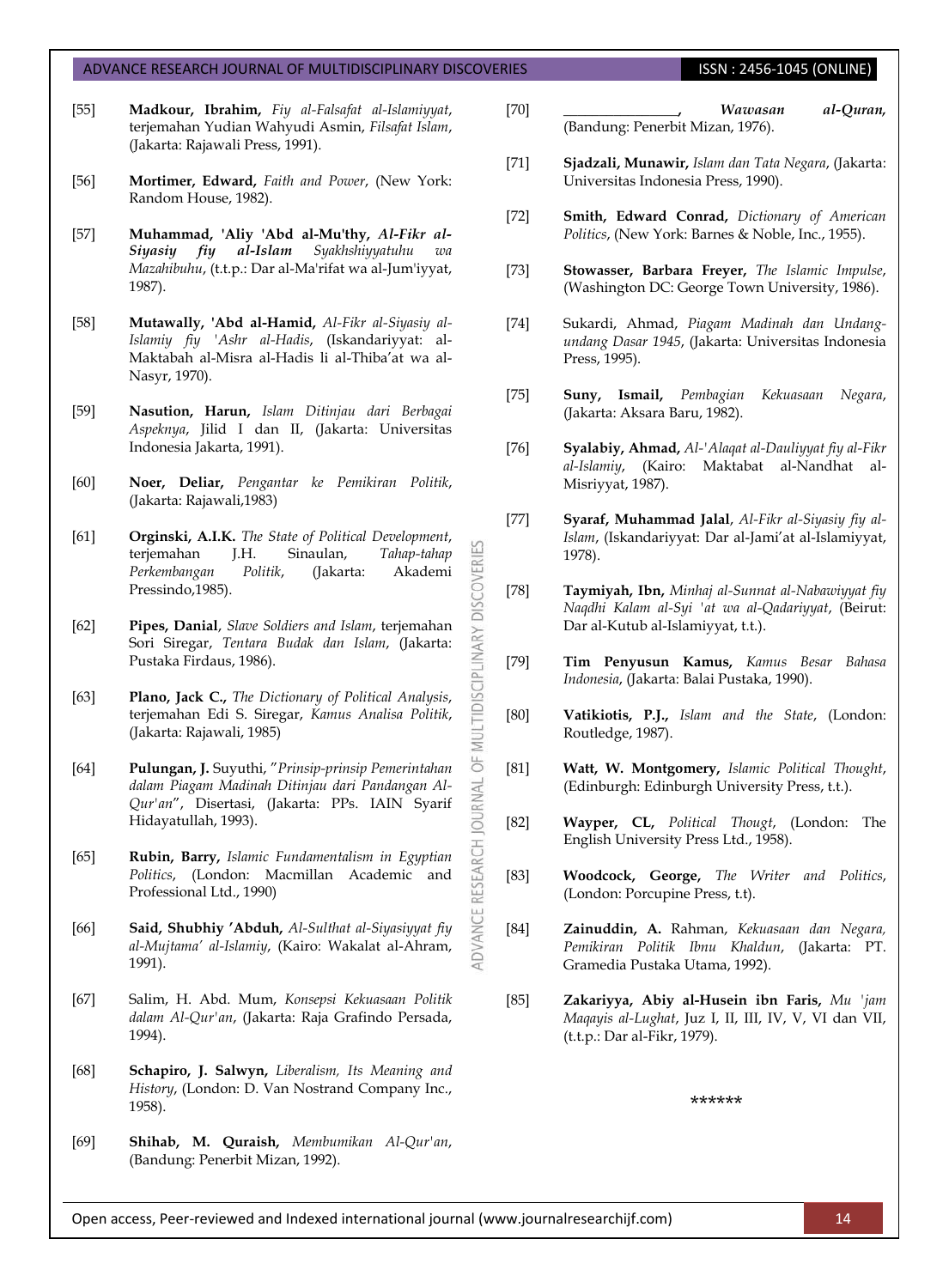[55] **Madkour, Ibrahim,** *Fiy al-Falsafat al-Islamiyyat*, terjemahan Yudian Wahyudi Asmin, *Filsafat Islam*, (Jakarta: Rajawali Press, 1991).

[56] **Mortimer, Edward,** *Faith and Power*, (New York: Random House, 1982).

[57] **Muhammad, 'Aliy 'Abd al-Mu'thy,** ***Al-Fikr al-Siyasiy fiy al-Islam*** *Syakhshiyyatuhu wa Mazahibuhu*, (t.t.p.: Dar al-Ma'rifat wa al-Jum'iyyat, 1987).

[58] **Mutawally, 'Abd al-Hamid,** *Al-Fikr al-Siyasiy al-Islamiy fiy 'Ashr al-Hadis*, (Iskandariyyat: al-Maktabah al-Misra al-Hadis li al-Thiba'at wa al-Nasyr, 1970).

[59] **Nasution, Harun,** *Islam Ditinjau dari Berbagai Aspeknya*, Jilid I dan II, (Jakarta: Universitas Indonesia Jakarta, 1991).

[60] **Noer, Deliar,** *Pengantar ke Pemikiran Politik*, (Jakarta: Rajawali,1983)

[61] **Orginski, A.I.K.** *The State of Political Development*, terjemahan J.H. Sinaulan, *Tahap-tahap Perkembangan Politik*, (Jakarta: Akademi Pressindo,1985).

[62] **Pipes, Danial**, *Slave Soldiers and Islam*, terjemahan Sori Siregar, *Tentara Budak dan Islam*, (Jakarta: Pustaka Firdaus, 1986).

[63] **Plano, Jack C.,** *The Dictionary of Political Analysis*, terjemahan Edi S. Siregar, *Kamus Analisa Politik*, (Jakarta: Rajawali, 1985)

[64] **Pulungan, J.** Suyuthi, "*Prinsip-prinsip Pemerintahan dalam Piagam Madinah Ditinjau dari Pandangan Al-Qur'an*", Disertasi, (Jakarta: PPs. IAIN Syarif Hidayatullah, 1993).

[65] **Rubin, Barry,** *Islamic Fundamentalism in Egyptian Politics*, (London: Macmillan Academic and Professional Ltd., 1990)

[66] **Said, Shubhiy 'Abduh,** *Al-Sulthat al-Siyasiyyat fiy al-Mujtama' al-Islamiy*, (Kairo: Wakalat al-Ahram, 1991).

[67] Salim, H. Abd. Mum, *Konsepsi Kekuasaan Politik dalam Al-Qur'an*, (Jakarta: Raja Grafindo Persada, 1994).

[68] **Schapiro, J. Salwyn,** *Liberalism, Its Meaning and History*, (London: D. Van Nostrand Company Inc., 1958).

[69] **Shihab, M. Quraish,** *Membumikan Al-Qur'an*, (Bandung: Penerbit Mizan, 1992).

[70] _______________, ***Wawasan al-Quran,*** (Bandung: Penerbit Mizan, 1976).

[71] **Sjadzali, Munawir,** *Islam dan Tata Negara*, (Jakarta: Universitas Indonesia Press, 1990).

[72] **Smith, Edward Conrad,** *Dictionary of American Politics*, (New York: Barnes & Noble, Inc., 1955).

[73] **Stowasser, Barbara Freyer,** *The Islamic Impulse*, (Washington DC: George Town University, 1986).

[74] Sukardi, Ahmad, *Piagam Madinah dan Undang-undang Dasar 1945*, (Jakarta: Universitas Indonesia Press, 1995).

[75] **Suny, Ismail,** *Pembagian Kekuasaan Negara*, (Jakarta: Aksara Baru, 1982).

[76] **Syalabiy, Ahmad,** *Al-'Alaqat al-Dauliyyat fiy al-Fikr al-Islamiy*, (Kairo: Maktabat al-Nandhat al-Misriyyat, 1987).

[77] **Syaraf, Muhammad Jalal**, *Al-Fikr al-Siyasiy fiy al-Islam*, (Iskandariyyat: Dar al-Jami'at al-Islamiyyat, 1978).

[78] **Taymiyah, Ibn,** *Minhaj al-Sunnat al-Nabawiyyat fiy Naqdhi Kalam al-Syi 'at wa al-Qadariyyat*, (Beirut: Dar al-Kutub al-Islamiyyat, t.t.).

[79] **Tim Penyusun Kamus,** *Kamus Besar Bahasa Indonesia*, (Jakarta: Balai Pustaka, 1990).

[80] **Vatikiotis, P.J.,** *Islam and the State*, (London: Routledge, 1987).

[81] **Watt, W. Montgomery,** *Islamic Political Thought*, (Edinburgh: Edinburgh University Press, t.t.).

[82] **Wayper, CL,** *Political Thougt*, (London: The English University Press Ltd., 1958).

[83] **Woodcock, George,** *The Writer and Politics*, (London: Porcupine Press, t.t).

[84] **Zainuddin, A.** Rahman, *Kekuasaan dan Negara, Pemikiran Politik Ibnu Khaldun*, (Jakarta: PT. Gramedia Pustaka Utama, 1992).

[85] **Zakariyya, Abiy al-Husein ibn Faris,** *Mu 'jam Maqayis al-Lughat*, Juz I, II, III, IV, V, VI dan VII, (t.t.p.: Dar al-Fikr, 1979).

******